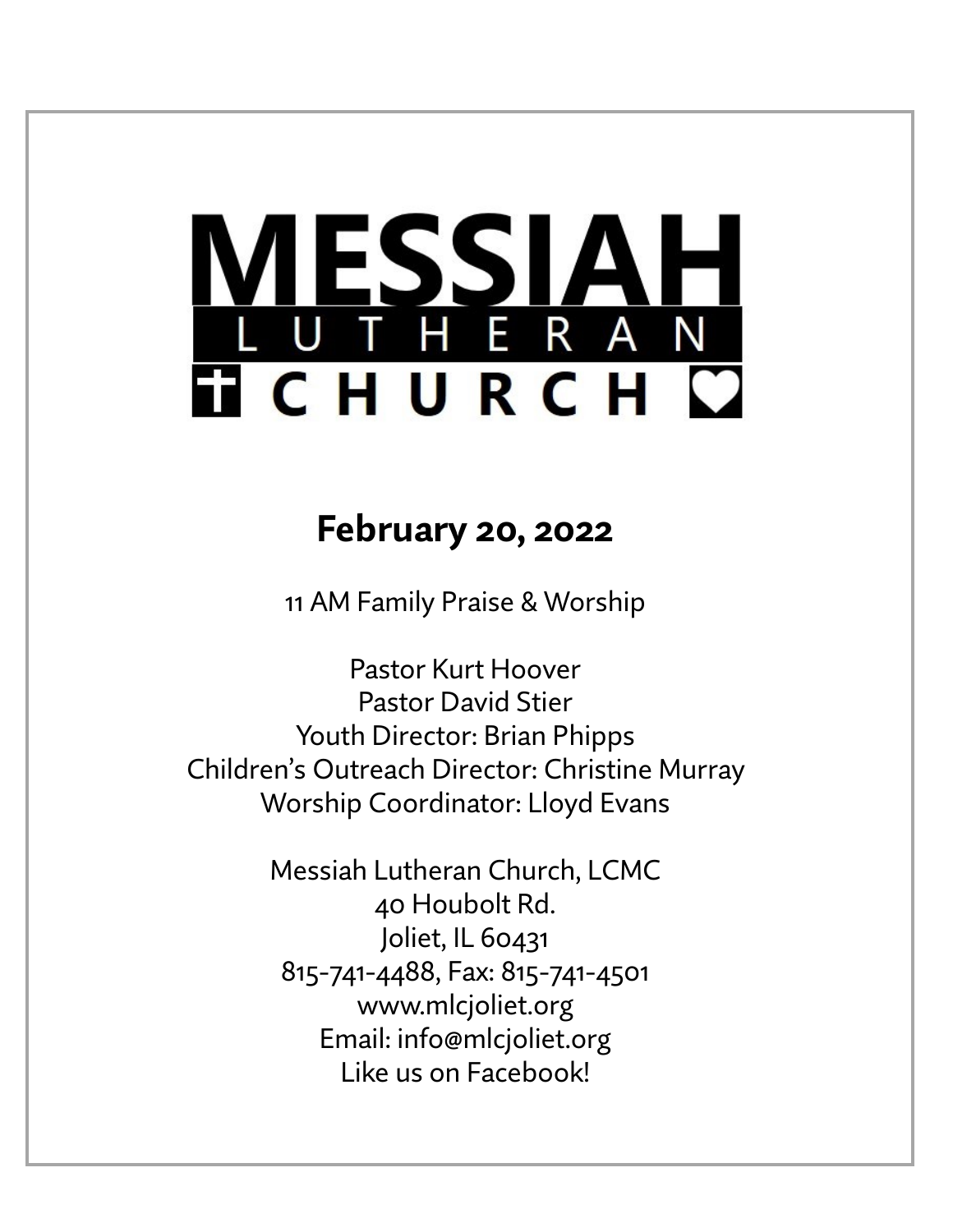# MESSIAH LUTHERAN CHURCH

## February 20, 2022

11 AM Family Praise & Worship

Pastor Kurt Hoover
Pastor David Stier
Youth Director: Brian Phipps
Children's Outreach Director: Christine Murray
Worship Coordinator: Lloyd Evans

Messiah Lutheran Church, LCMC
40 Houbolt Rd.
Joliet, IL 60431
815-741-4488, Fax: 815-741-4501
www.mlcjoliet.org
Email: info@mlcjoliet.org
Like us on Facebook!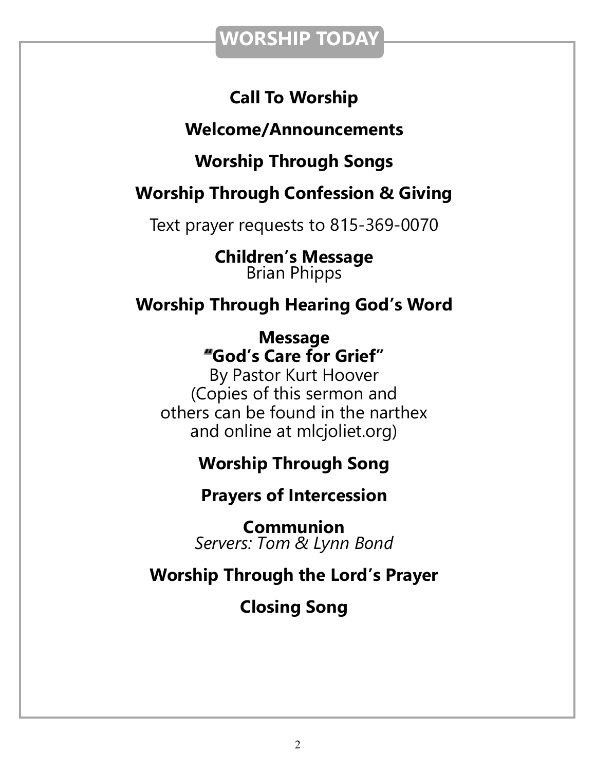## WORSHIP TODAY

**Call To Worship**

**Welcome/Announcements**

**Worship Through Songs**

**Worship Through Confession & Giving**

Text prayer requests to 815-369-0070

**Children's Message**
Brian Phipps

**Worship Through Hearing God's Word**

**Message**
**"God's Care for Grief"**
By Pastor Kurt Hoover
(Copies of this sermon and
others can be found in the narthex
and online at mlcjoliet.org)

**Worship Through Song**

**Prayers of Intercession**

**Communion**
*Servers: Tom & Lynn Bond*

**Worship Through the Lord's Prayer**

**Closing Song**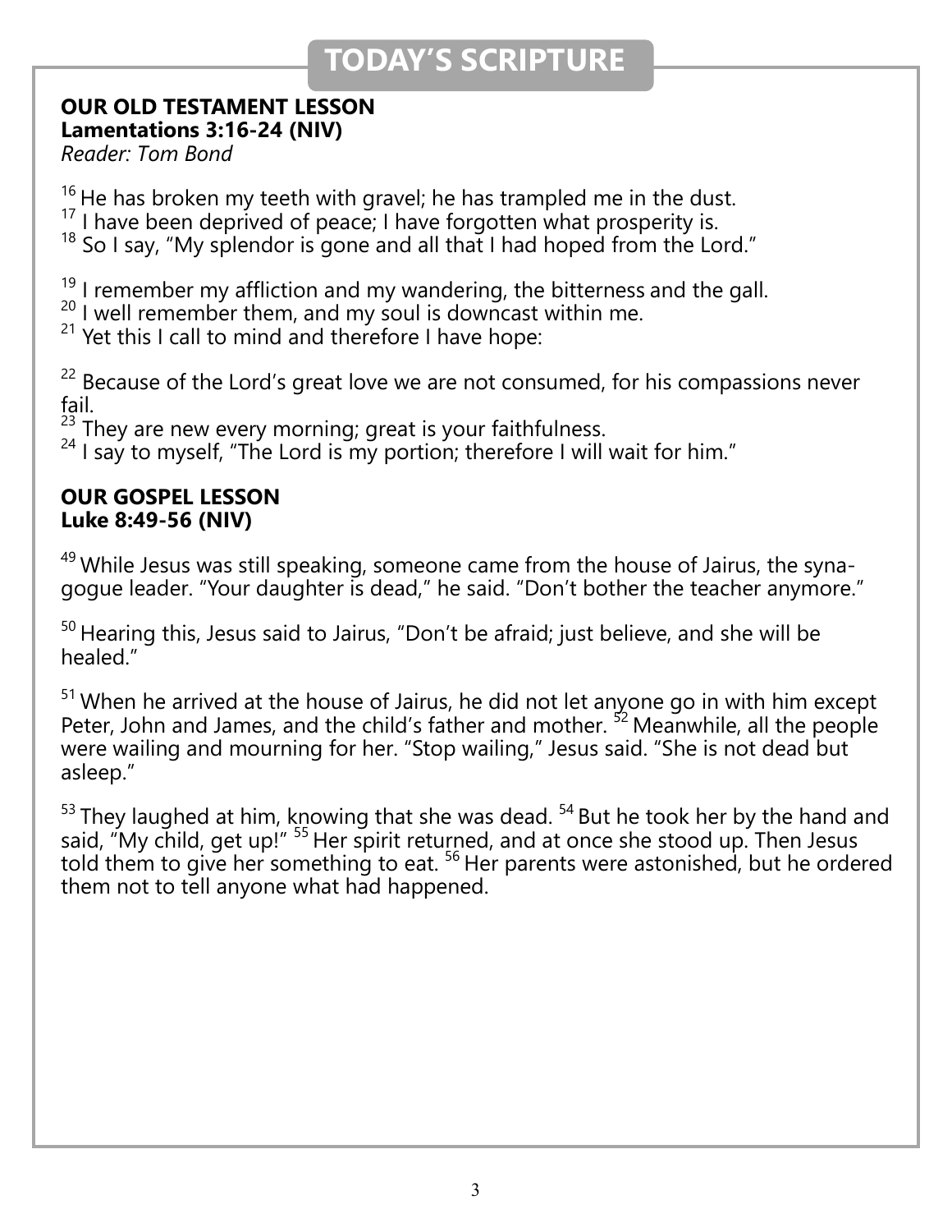# TODAY'S SCRIPTURE

**OUR OLD TESTAMENT LESSON**
**Lamentations 3:16-24 (NIV)**
*Reader: Tom Bond*

[16] He has broken my teeth with gravel; he has trampled me in the dust.
[17] I have been deprived of peace; I have forgotten what prosperity is.
[18] So I say, "My splendor is gone and all that I had hoped from the Lord."

[19] I remember my affliction and my wandering, the bitterness and the gall.
[20] I well remember them, and my soul is downcast within me.
[21] Yet this I call to mind and therefore I have hope:

[22] Because of the Lord's great love we are not consumed, for his compassions never fail.
[23] They are new every morning; great is your faithfulness.
[24] I say to myself, "The Lord is my portion; therefore I will wait for him."

**OUR GOSPEL LESSON**
**Luke 8:49-56 (NIV)**

[49] While Jesus was still speaking, someone came from the house of Jairus, the synagogue leader. "Your daughter is dead," he said. "Don't bother the teacher anymore."

[50] Hearing this, Jesus said to Jairus, "Don't be afraid; just believe, and she will be healed."

[51] When he arrived at the house of Jairus, he did not let anyone go in with him except Peter, John and James, and the child's father and mother. [52] Meanwhile, all the people were wailing and mourning for her. "Stop wailing," Jesus said. "She is not dead but asleep."

[53] They laughed at him, knowing that she was dead. [54] But he took her by the hand and said, "My child, get up!" [55] Her spirit returned, and at once she stood up. Then Jesus told them to give her something to eat. [56] Her parents were astonished, but he ordered them not to tell anyone what had happened.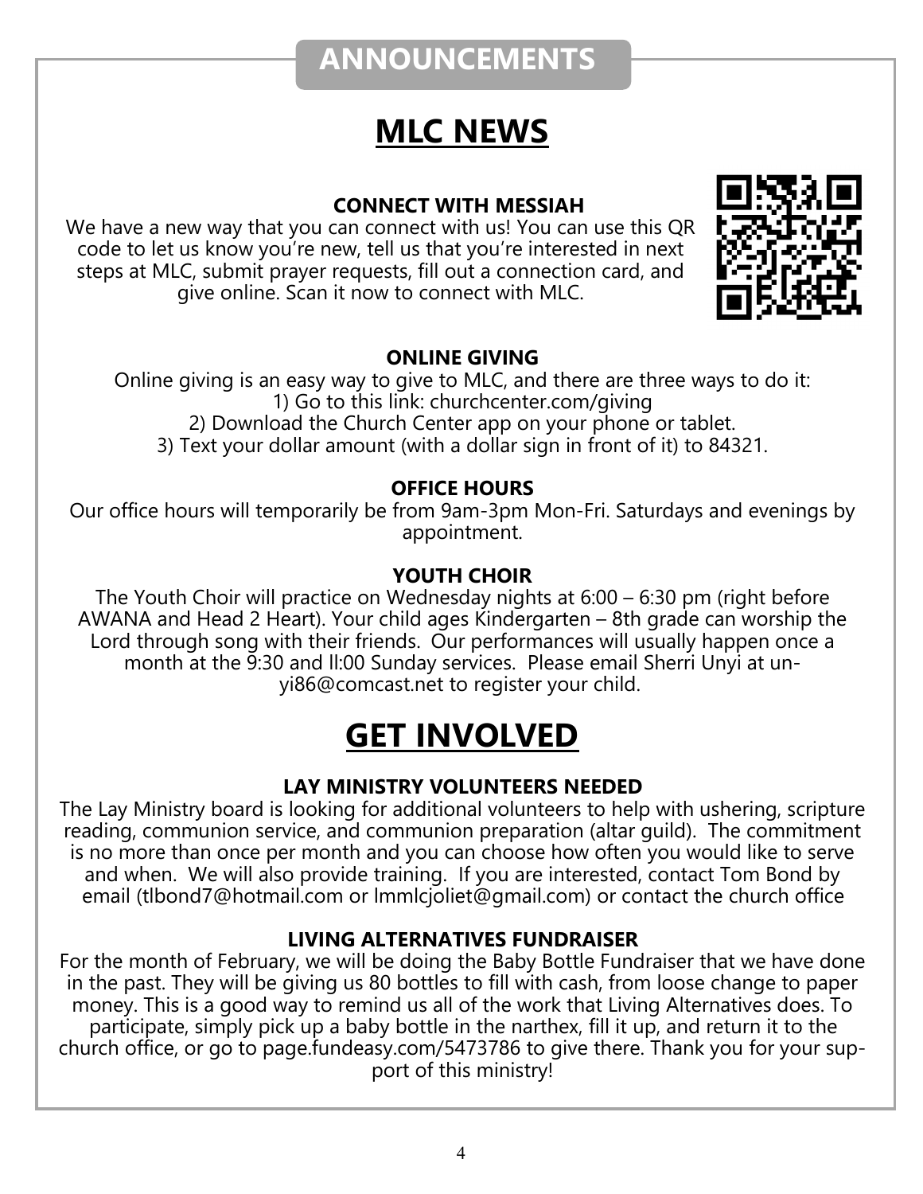# ANNOUNCEMENTS

## MLC NEWS

### CONNECT WITH MESSIAH

We have a new way that you can connect with us! You can use this QR code to let us know you're new, tell us that you're interested in next steps at MLC, submit prayer requests, fill out a connection card, and give online. Scan it now to connect with MLC.

### ONLINE GIVING

Online giving is an easy way to give to MLC, and there are three ways to do it:

1) Go to this link: churchcenter.com/giving
2) Download the Church Center app on your phone or tablet.
3) Text your dollar amount (with a dollar sign in front of it) to 84321.

### OFFICE HOURS

Our office hours will temporarily be from 9am-3pm Mon-Fri. Saturdays and evenings by appointment.

### YOUTH CHOIR

The Youth Choir will practice on Wednesday nights at 6:00 – 6:30 pm (right before AWANA and Head 2 Heart). Your child ages Kindergarten – 8th grade can worship the Lord through song with their friends. Our performances will usually happen once a month at the 9:30 and ll:00 Sunday services. Please email Sherri Unyi at unyi86@comcast.net to register your child.

## GET INVOLVED

### LAY MINISTRY VOLUNTEERS NEEDED

The Lay Ministry board is looking for additional volunteers to help with ushering, scripture reading, communion service, and communion preparation (altar guild). The commitment is no more than once per month and you can choose how often you would like to serve and when. We will also provide training. If you are interested, contact Tom Bond by email (tlbond7@hotmail.com or lmmlcjoliet@gmail.com) or contact the church office

### LIVING ALTERNATIVES FUNDRAISER

For the month of February, we will be doing the Baby Bottle Fundraiser that we have done in the past. They will be giving us 80 bottles to fill with cash, from loose change to paper money. This is a good way to remind us all of the work that Living Alternatives does. To participate, simply pick up a baby bottle in the narthex, fill it up, and return it to the church office, or go to page.fundeasy.com/5473786 to give there. Thank you for your support of this ministry!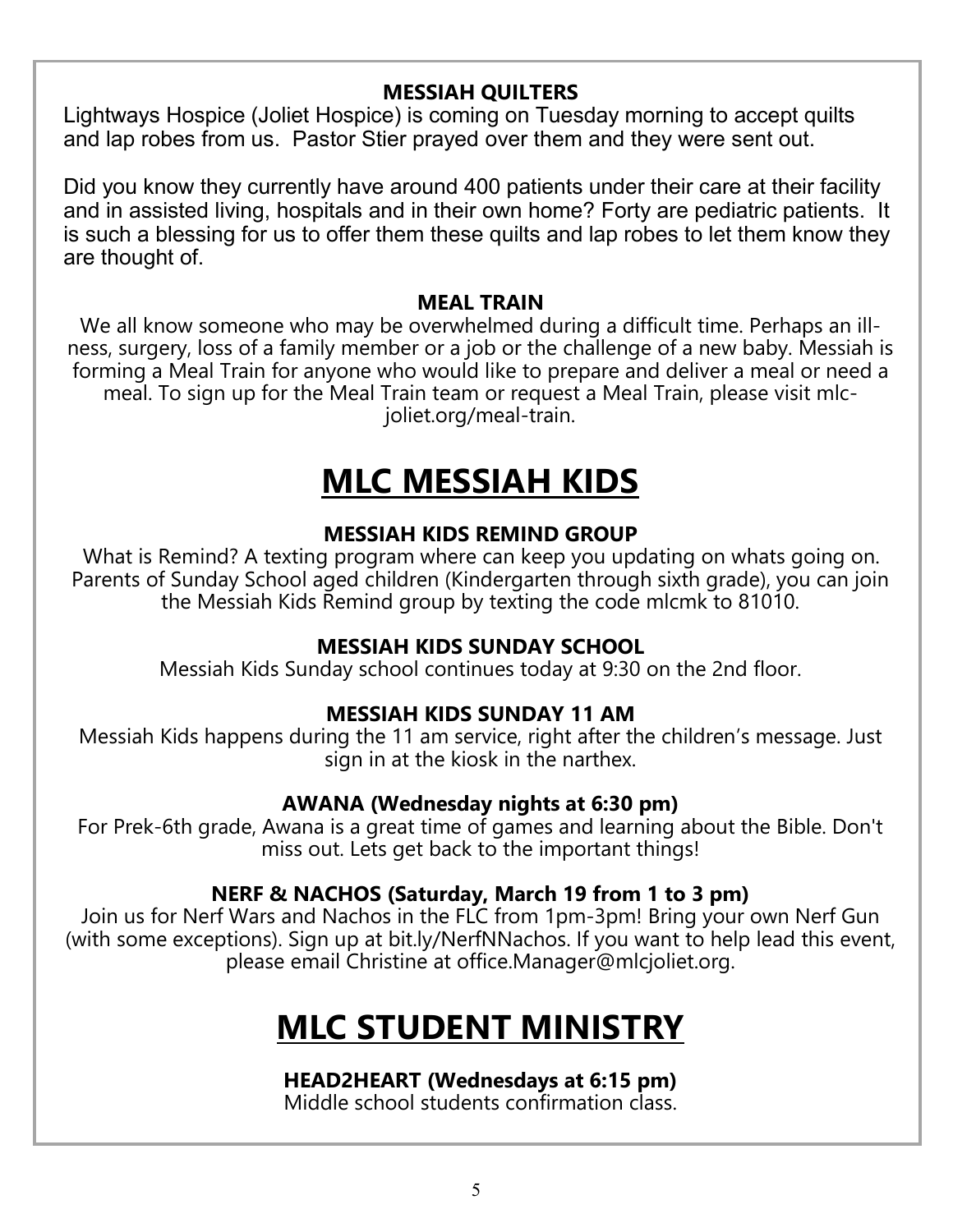### MESSIAH QUILTERS

Lightways Hospice (Joliet Hospice) is coming on Tuesday morning to accept quilts and lap robes from us. Pastor Stier prayed over them and they were sent out.

Did you know they currently have around 400 patients under their care at their facility and in assisted living, hospitals and in their own home? Forty are pediatric patients. It is such a blessing for us to offer them these quilts and lap robes to let them know they are thought of.

### MEAL TRAIN

We all know someone who may be overwhelmed during a difficult time. Perhaps an illness, surgery, loss of a family member or a job or the challenge of a new baby. Messiah is forming a Meal Train for anyone who would like to prepare and deliver a meal or need a meal. To sign up for the Meal Train team or request a Meal Train, please visit mlc-joliet.org/meal-train.

# MLC MESSIAH KIDS

### MESSIAH KIDS REMIND GROUP

What is Remind? A texting program where can keep you updating on whats going on. Parents of Sunday School aged children (Kindergarten through sixth grade), you can join the Messiah Kids Remind group by texting the code mlcmk to 81010.

### MESSIAH KIDS SUNDAY SCHOOL

Messiah Kids Sunday school continues today at 9:30 on the 2nd floor.

### MESSIAH KIDS SUNDAY 11 AM

Messiah Kids happens during the 11 am service, right after the children's message. Just sign in at the kiosk in the narthex.

### AWANA (Wednesday nights at 6:30 pm)

For Prek-6th grade, Awana is a great time of games and learning about the Bible. Don't miss out. Lets get back to the important things!

### NERF & NACHOS (Saturday, March 19 from 1 to 3 pm)

Join us for Nerf Wars and Nachos in the FLC from 1pm-3pm! Bring your own Nerf Gun (with some exceptions). Sign up at bit.ly/NerfNNachos. If you want to help lead this event, please email Christine at office.Manager@mlcjoliet.org.

# MLC STUDENT MINISTRY

### HEAD2HEART (Wednesdays at 6:15 pm)

Middle school students confirmation class.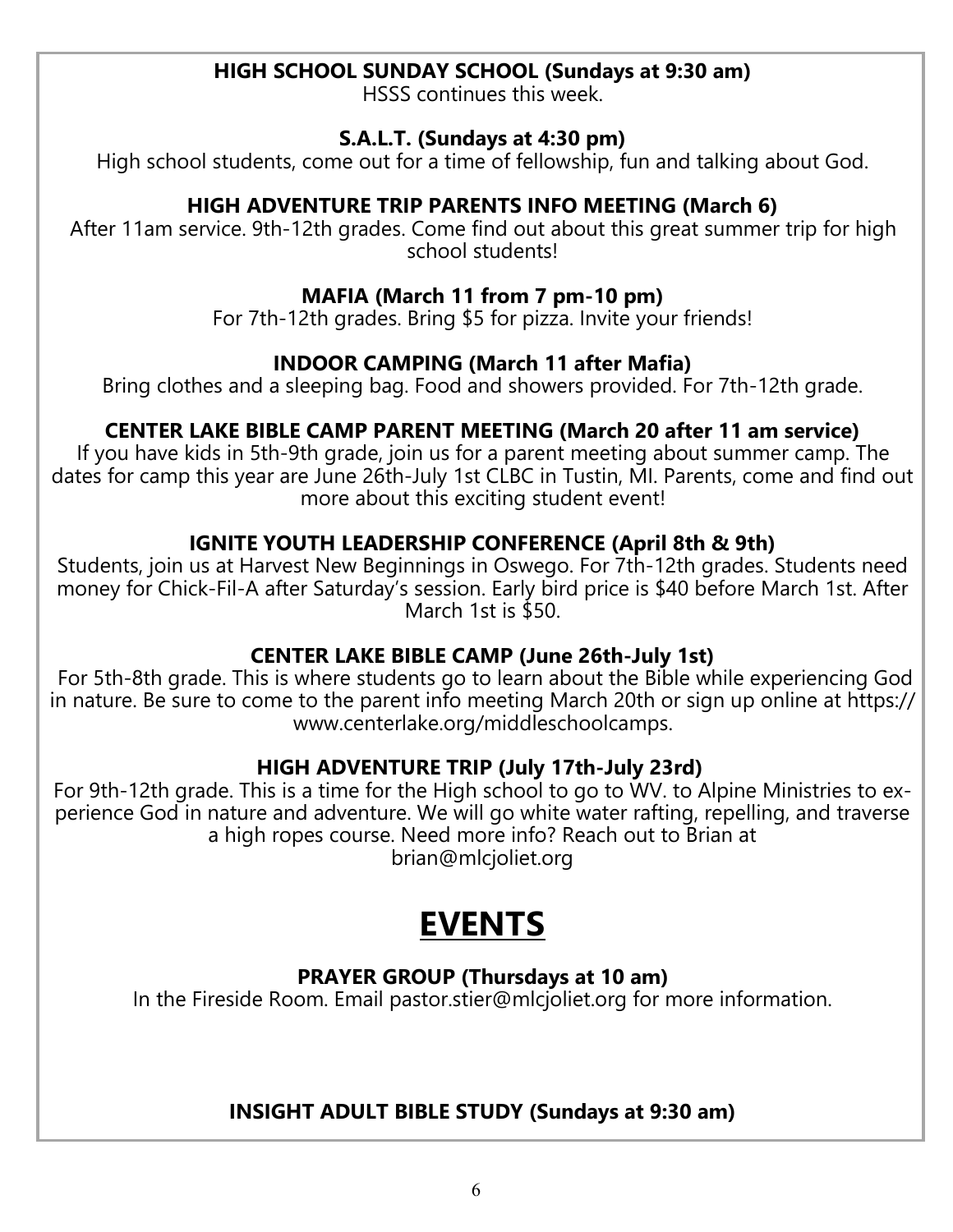**HIGH SCHOOL SUNDAY SCHOOL (Sundays at 9:30 am)**

HSSS continues this week.

**S.A.L.T. (Sundays at 4:30 pm)**

High school students, come out for a time of fellowship, fun and talking about God.

**HIGH ADVENTURE TRIP PARENTS INFO MEETING (March 6)**

After 11am service. 9th-12th grades. Come find out about this great summer trip for high school students!

**MAFIA (March 11 from 7 pm-10 pm)**

For 7th-12th grades. Bring $5 for pizza. Invite your friends!

**INDOOR CAMPING (March 11 after Mafia)**

Bring clothes and a sleeping bag. Food and showers provided. For 7th-12th grade.

**CENTER LAKE BIBLE CAMP PARENT MEETING (March 20 after 11 am service)**

If you have kids in 5th-9th grade, join us for a parent meeting about summer camp. The dates for camp this year are June 26th-July 1st CLBC in Tustin, MI. Parents, come and find out more about this exciting student event!

**IGNITE YOUTH LEADERSHIP CONFERENCE (April 8th & 9th)**

Students, join us at Harvest New Beginnings in Oswego. For 7th-12th grades. Students need money for Chick-Fil-A after Saturday's session. Early bird price is $40 before March 1st. After March 1st is $50.

**CENTER LAKE BIBLE CAMP (June 26th-July 1st)**

For 5th-8th grade. This is where students go to learn about the Bible while experiencing God in nature. Be sure to come to the parent info meeting March 20th or sign up online at https://www.centerlake.org/middleschoolcamps.

**HIGH ADVENTURE TRIP (July 17th-July 23rd)**

For 9th-12th grade. This is a time for the High school to go to WV. to Alpine Ministries to experience God in nature and adventure. We will go white water rafting, repelling, and traverse a high ropes course. Need more info? Reach out to Brian at brian@mlcjoliet.org

# EVENTS

**PRAYER GROUP (Thursdays at 10 am)**

In the Fireside Room. Email pastor.stier@mlcjoliet.org for more information.

**INSIGHT ADULT BIBLE STUDY (Sundays at 9:30 am)**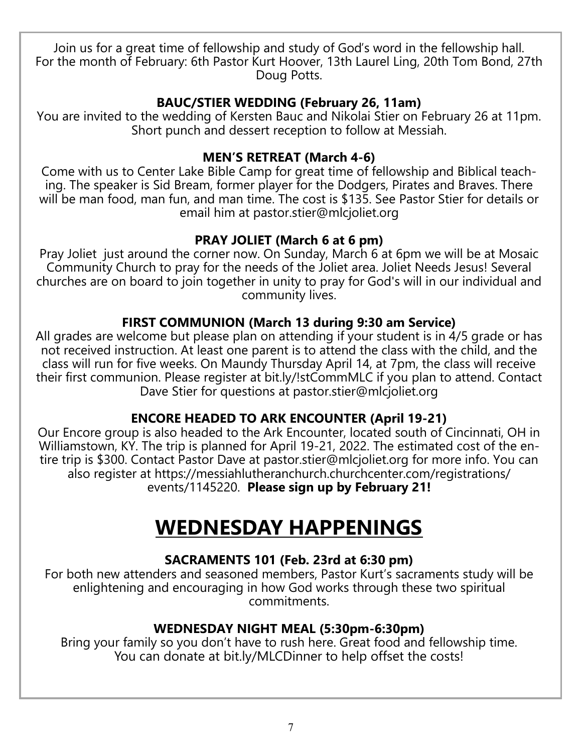Join us for a great time of fellowship and study of God's word in the fellowship hall. For the month of February: 6th Pastor Kurt Hoover, 13th Laurel Ling, 20th Tom Bond, 27th Doug Potts.

**BAUC/STIER WEDDING (February 26, 11am)**

You are invited to the wedding of Kersten Bauc and Nikolai Stier on February 26 at 11pm. Short punch and dessert reception to follow at Messiah.

**MEN'S RETREAT (March 4-6)**

Come with us to Center Lake Bible Camp for great time of fellowship and Biblical teaching. The speaker is Sid Bream, former player for the Dodgers, Pirates and Braves. There will be man food, man fun, and man time. The cost is $135. See Pastor Stier for details or email him at pastor.stier@mlcjoliet.org

**PRAY JOLIET (March 6 at 6 pm)**

Pray Joliet just around the corner now. On Sunday, March 6 at 6pm we will be at Mosaic Community Church to pray for the needs of the Joliet area. Joliet Needs Jesus! Several churches are on board to join together in unity to pray for God's will in our individual and community lives.

**FIRST COMMUNION (March 13 during 9:30 am Service)**

All grades are welcome but please plan on attending if your student is in 4/5 grade or has not received instruction. At least one parent is to attend the class with the child, and the class will run for five weeks. On Maundy Thursday April 14, at 7pm, the class will receive their first communion. Please register at bit.ly/!stCommMLC if you plan to attend. Contact Dave Stier for questions at pastor.stier@mlcjoliet.org

**ENCORE HEADED TO ARK ENCOUNTER (April 19-21)**

Our Encore group is also headed to the Ark Encounter, located south of Cincinnati, OH in Williamstown, KY. The trip is planned for April 19-21, 2022. The estimated cost of the entire trip is $300. Contact Pastor Dave at pastor.stier@mlcjoliet.org for more info. You can also register at https://messiahlutheranchurch.churchcenter.com/registrations/events/1145220. **Please sign up by February 21!**

# WEDNESDAY HAPPENINGS

**SACRAMENTS 101 (Feb. 23rd at 6:30 pm)**

For both new attenders and seasoned members, Pastor Kurt's sacraments study will be enlightening and encouraging in how God works through these two spiritual commitments.

**WEDNESDAY NIGHT MEAL (5:30pm-6:30pm)**

Bring your family so you don't have to rush here. Great food and fellowship time. You can donate at bit.ly/MLCDinner to help offset the costs!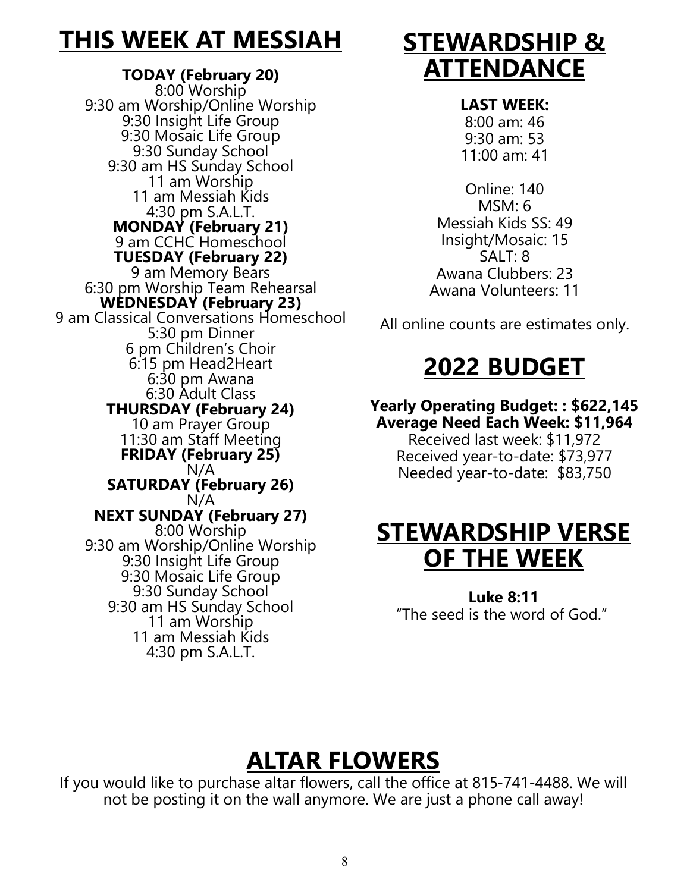# THIS WEEK AT MESSIAH

**TODAY (February 20)**
8:00 Worship
9:30 am Worship/Online Worship
9:30 Insight Life Group
9:30 Mosaic Life Group
9:30 Sunday School
9:30 am HS Sunday School
11 am Worship
11 am Messiah Kids
4:30 pm S.A.L.T.

**MONDAY (February 21)**
9 am CCHC Homeschool

**TUESDAY (February 22)**
9 am Memory Bears
6:30 pm Worship Team Rehearsal

**WEDNESDAY (February 23)**
9 am Classical Conversations Homeschool
5:30 pm Dinner
6 pm Children's Choir
6:15 pm Head2Heart
6:30 pm Awana
6:30 Adult Class

**THURSDAY (February 24)**
10 am Prayer Group
11:30 am Staff Meeting

**FRIDAY (February 25)**
N/A

**SATURDAY (February 26)**
N/A

**NEXT SUNDAY (February 27)**
8:00 Worship
9:30 am Worship/Online Worship
9:30 Insight Life Group
9:30 Mosaic Life Group
9:30 Sunday School
9:30 am HS Sunday School
11 am Worship
11 am Messiah Kids
4:30 pm S.A.L.T.

# STEWARDSHIP & ATTENDANCE

**LAST WEEK:**
8:00 am: 46
9:30 am: 53
11:00 am: 41

Online: 140
MSM: 6
Messiah Kids SS: 49
Insight/Mosaic: 15
SALT: 8
Awana Clubbers: 23
Awana Volunteers: 11

All online counts are estimates only.

# 2022 BUDGET

**Yearly Operating Budget: : $622,145**
**Average Need Each Week: $11,964**
Received last week: $11,972
Received year-to-date: $73,977
Needed year-to-date: $83,750

# STEWARDSHIP VERSE OF THE WEEK

**Luke 8:11**
"The seed is the word of God."

# ALTAR FLOWERS

If you would like to purchase altar flowers, call the office at 815-741-4488. We will not be posting it on the wall anymore. We are just a phone call away!